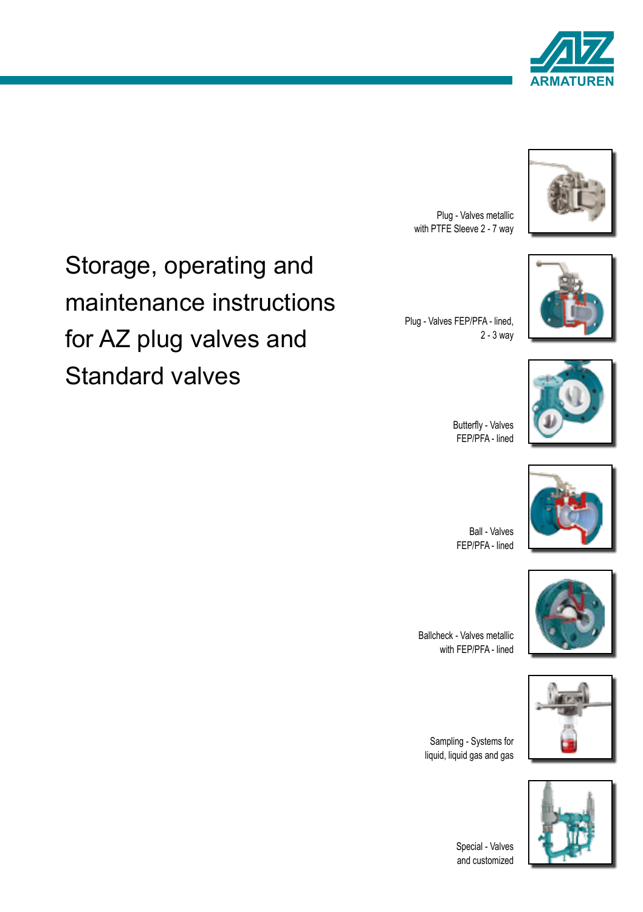AZ ARMATUREN

# Storage, operating and maintenance instructions for AZ plug valves and Standard valves

Plug - Valves metallic with PTFE Sleeve 2 - 7 way

Plug - Valves FEP/PFA - lined, 2 - 3 way

Butterfly - Valves FEP/PFA - lined

Ball - Valves FEP/PFA - lined

Ballcheck - Valves metallic with FEP/PFA - lined

Sampling - Systems for liquid, liquid gas and gas

Special - Valves and customized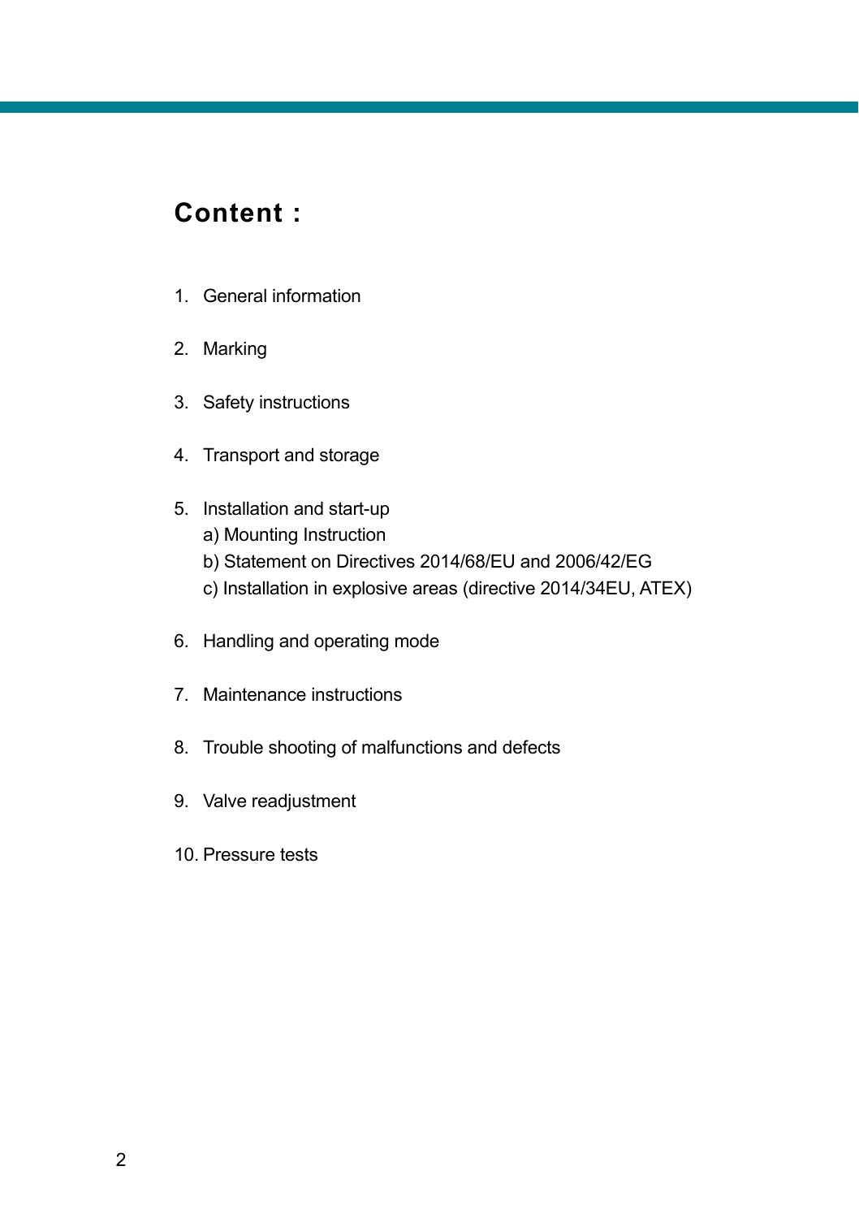# Content :

1. General information
2. Marking
3. Safety instructions
4. Transport and storage
5. Installation and start-up
   a) Mounting Instruction
   b) Statement on Directives 2014/68/EU and 2006/42/EG
   c) Installation in explosive areas (directive 2014/34EU, ATEX)
6. Handling and operating mode
7. Maintenance instructions
8. Trouble shooting of malfunctions and defects
9. Valve readjustment
10. Pressure tests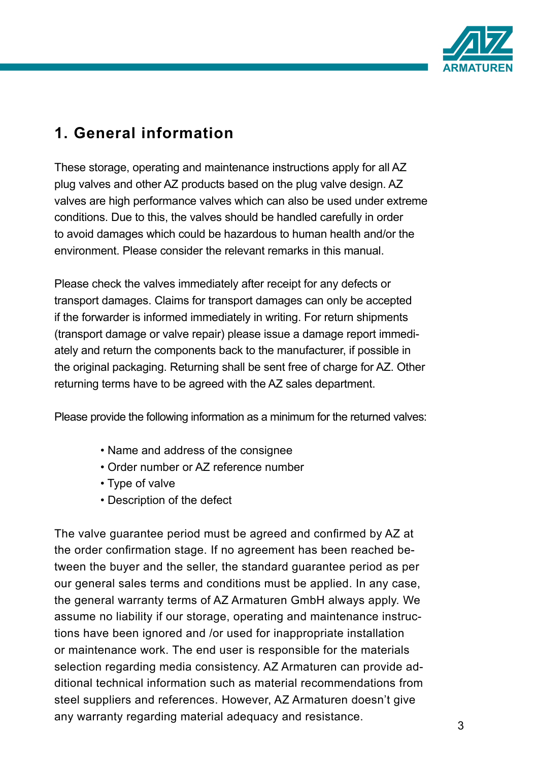## 1. General information

These storage, operating and maintenance instructions apply for all AZ plug valves and other AZ products based on the plug valve design. AZ valves are high performance valves which can also be used under extreme conditions. Due to this, the valves should be handled carefully in order to avoid damages which could be hazardous to human health and/or the environment. Please consider the relevant remarks in this manual.

Please check the valves immediately after receipt for any defects or transport damages. Claims for transport damages can only be accepted if the forwarder is informed immediately in writing. For return shipments (transport damage or valve repair) please issue a damage report immediately and return the components back to the manufacturer, if possible in the original packaging. Returning shall be sent free of charge for AZ. Other returning terms have to be agreed with the AZ sales department.

Please provide the following information as a minimum for the returned valves:

- Name and address of the consignee
- Order number or AZ reference number
- Type of valve
- Description of the defect

The valve guarantee period must be agreed and confirmed by AZ at the order confirmation stage. If no agreement has been reached between the buyer and the seller, the standard guarantee period as per our general sales terms and conditions must be applied. In any case, the general warranty terms of AZ Armaturen GmbH always apply. We assume no liability if our storage, operating and maintenance instructions have been ignored and /or used for inappropriate installation or maintenance work. The end user is responsible for the materials selection regarding media consistency. AZ Armaturen can provide additional technical information such as material recommendations from steel suppliers and references. However, AZ Armaturen doesn't give any warranty regarding material adequacy and resistance.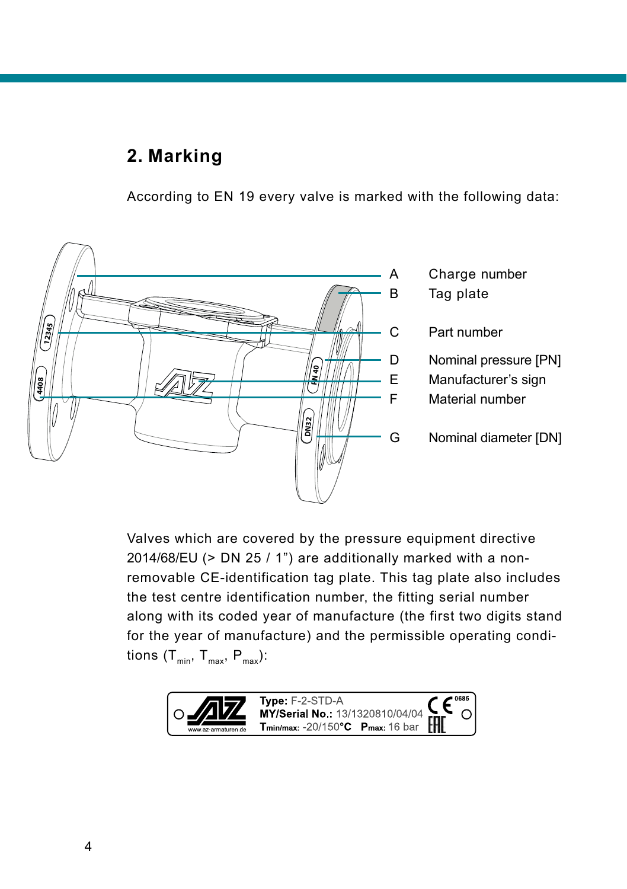## 2. Marking

According to EN 19 every valve is marked with the following data:

| | |
|---|---|
| A | Charge number |
| B | Tag plate |
| C | Part number |
| D | Nominal pressure [PN] |
| E | Manufacturer's sign |
| F | Material number |
| G | Nominal diameter [DN] |

Valves which are covered by the pressure equipment directive 2014/68/EU (> DN 25 / 1") are additionally marked with a non-removable CE-identification tag plate. This tag plate also includes the test centre identification number, the fitting serial number along with its coded year of manufacture (the first two digits stand for the year of manufacture) and the permissible operating conditions ($T_{min}$, $T_{max}$, $P_{max}$):

**Type:** F-2-STD-A
**MY/Serial No.:** 13/1320810/04/04
**$T_{min/max}$:** -20/150°C **$P_{max}$:** 16 bar
CE 0685

www.az-armaturen.de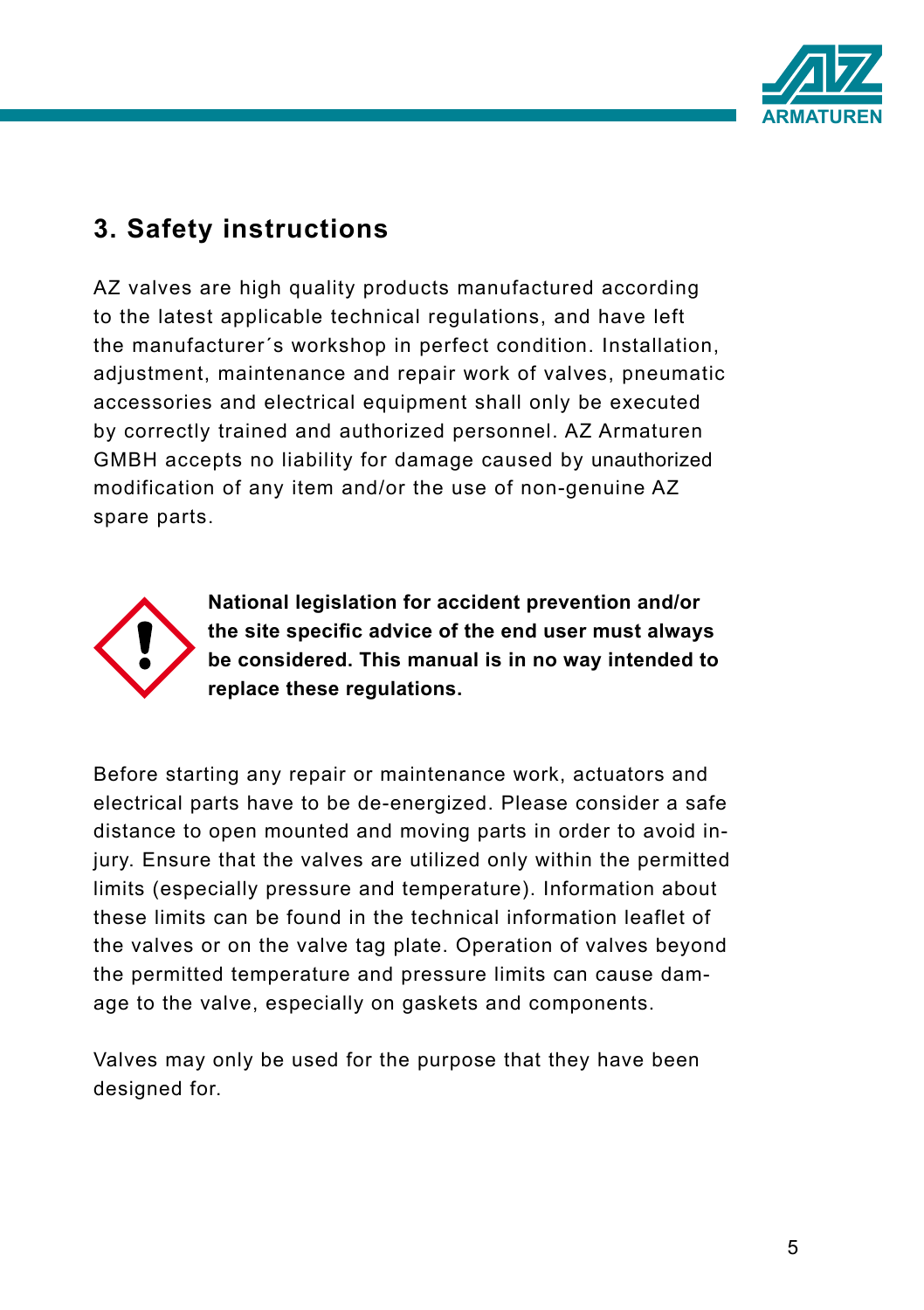## 3. Safety instructions

AZ valves are high quality products manufactured according to the latest applicable technical regulations, and have left the manufacturer´s workshop in perfect condition. Installation, adjustment, maintenance and repair work of valves, pneumatic accessories and electrical equipment shall only be executed by correctly trained and authorized personnel. AZ Armaturen GMBH accepts no liability for damage caused by unauthorized modification of any item and/or the use of non-genuine AZ spare parts.

**National legislation for accident prevention and/or the site specific advice of the end user must always be considered. This manual is in no way intended to replace these regulations.**

Before starting any repair or maintenance work, actuators and electrical parts have to be de-energized. Please consider a safe distance to open mounted and moving parts in order to avoid injury. Ensure that the valves are utilized only within the permitted limits (especially pressure and temperature). Information about these limits can be found in the technical information leaflet of the valves or on the valve tag plate. Operation of valves beyond the permitted temperature and pressure limits can cause damage to the valve, especially on gaskets and components.

Valves may only be used for the purpose that they have been designed for.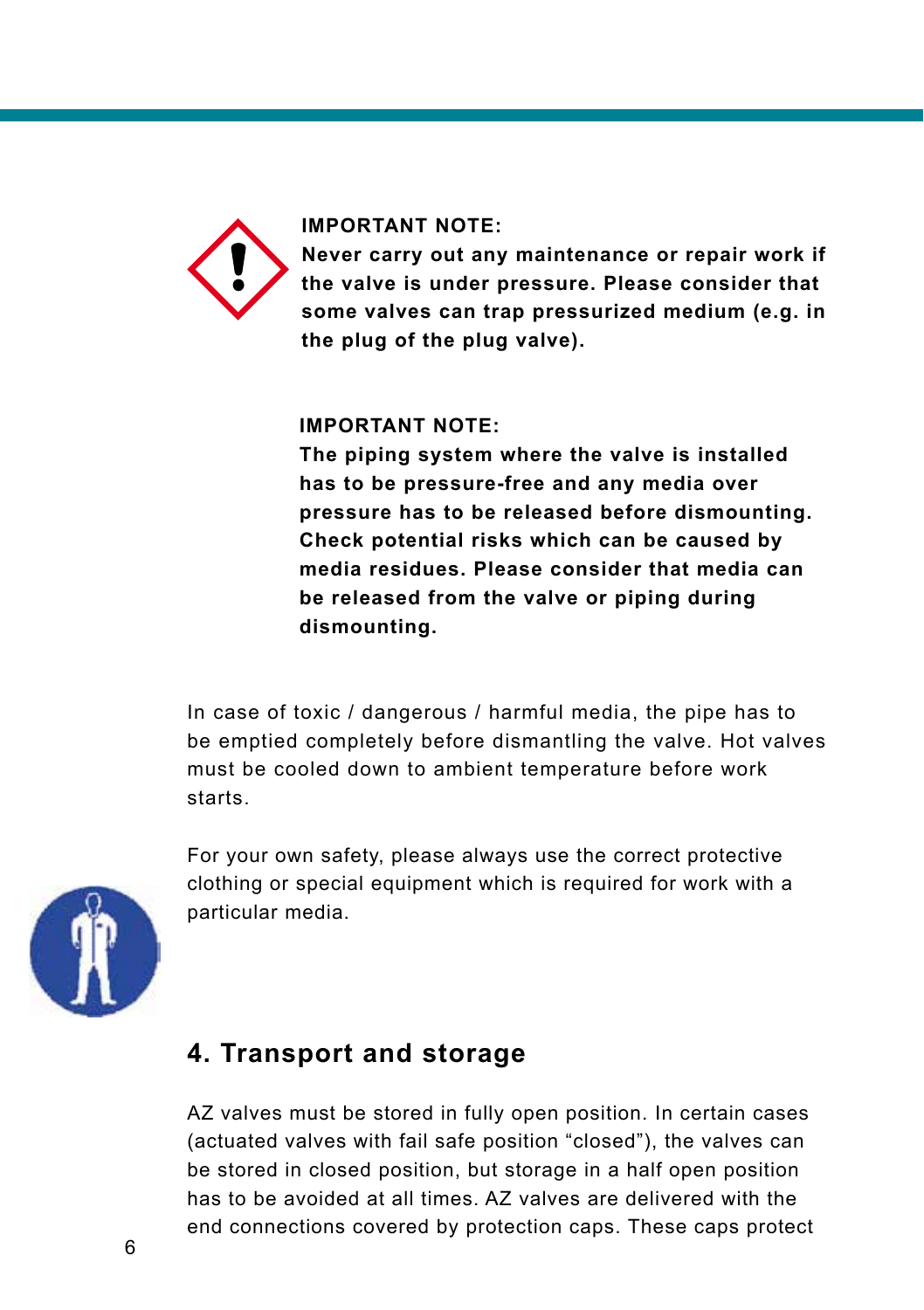**IMPORTANT NOTE:**
**Never carry out any maintenance or repair work if the valve is under pressure. Please consider that some valves can trap pressurized medium (e.g. in the plug of the plug valve).**

**IMPORTANT NOTE:**
**The piping system where the valve is installed has to be pressure-free and any media over pressure has to be released before dismounting. Check potential risks which can be caused by media residues. Please consider that media can be released from the valve or piping during dismounting.**

In case of toxic / dangerous / harmful media, the pipe has to be emptied completely before dismantling the valve. Hot valves must be cooled down to ambient temperature before work starts.

For your own safety, please always use the correct protective clothing or special equipment which is required for work with a particular media.

## 4. Transport and storage

AZ valves must be stored in fully open position. In certain cases (actuated valves with fail safe position “closed”), the valves can be stored in closed position, but storage in a half open position has to be avoided at all times. AZ valves are delivered with the end connections covered by protection caps. These caps protect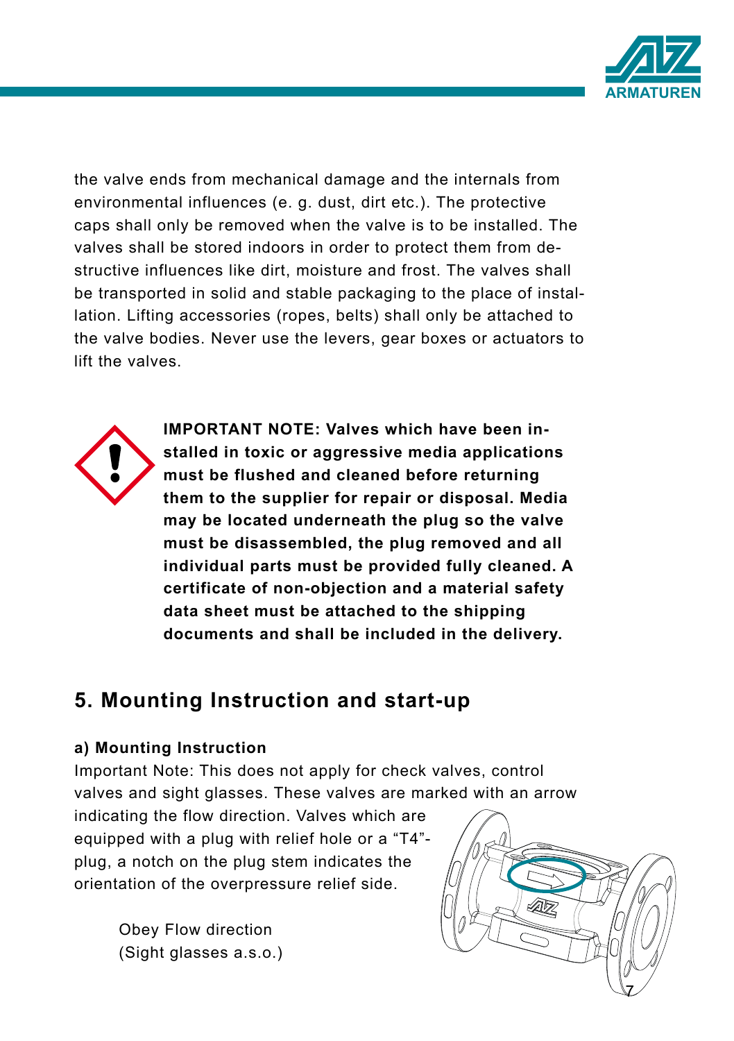the valve ends from mechanical damage and the internals from environmental influences (e. g. dust, dirt etc.). The protective caps shall only be removed when the valve is to be installed. The valves shall be stored indoors in order to protect them from destructive influences like dirt, moisture and frost. The valves shall be transported in solid and stable packaging to the place of installation. Lifting accessories (ropes, belts) shall only be attached to the valve bodies. Never use the levers, gear boxes or actuators to lift the valves.

**IMPORTANT NOTE: Valves which have been installed in toxic or aggressive media applications must be flushed and cleaned before returning them to the supplier for repair or disposal. Media may be located underneath the plug so the valve must be disassembled, the plug removed and all individual parts must be provided fully cleaned. A certificate of non-objection and a material safety data sheet must be attached to the shipping documents and shall be included in the delivery.**

## 5. Mounting Instruction and start-up

### a) Mounting Instruction

Important Note: This does not apply for check valves, control valves and sight glasses. These valves are marked with an arrow indicating the flow direction. Valves which are equipped with a plug with relief hole or a "T4"-plug, a notch on the plug stem indicates the orientation of the overpressure relief side.

Obey Flow direction
(Sight glasses a.s.o.)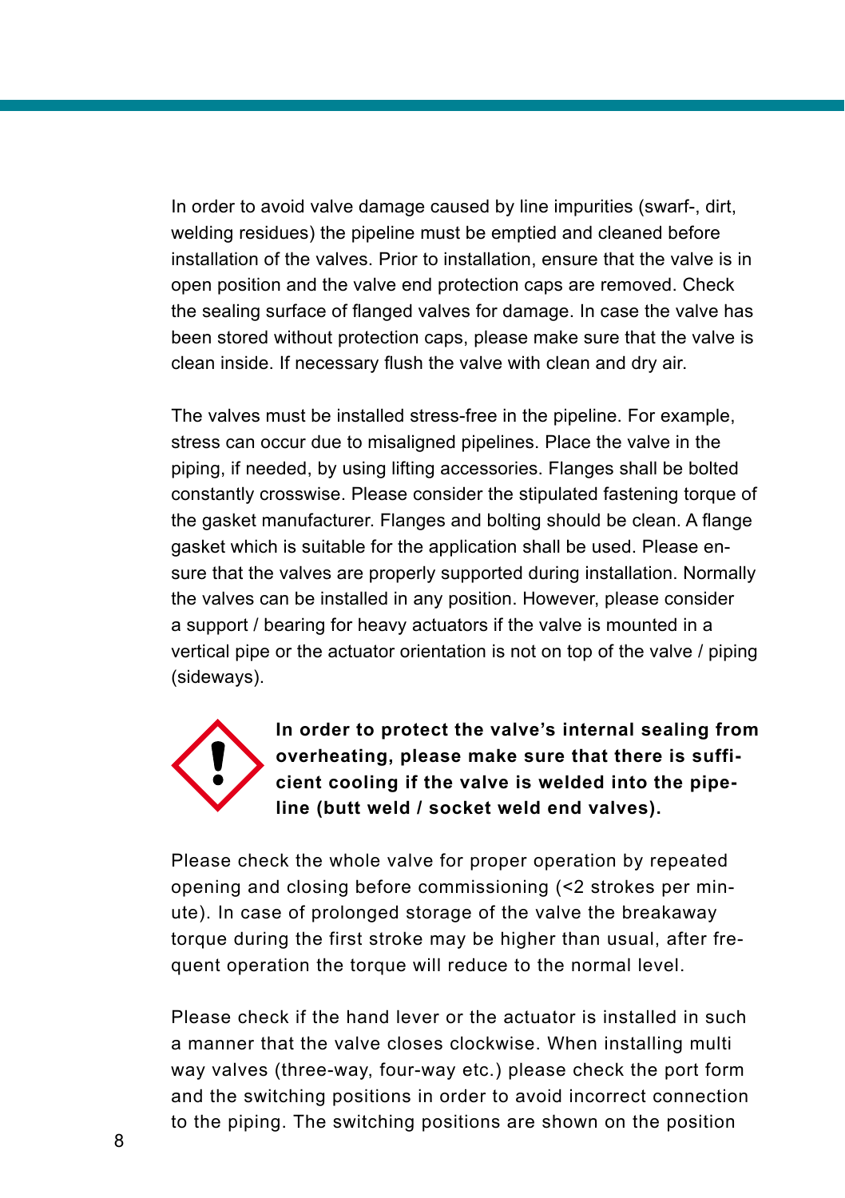In order to avoid valve damage caused by line impurities (swarf-, dirt, welding residues) the pipeline must be emptied and cleaned before installation of the valves. Prior to installation, ensure that the valve is in open position and the valve end protection caps are removed. Check the sealing surface of flanged valves for damage. In case the valve has been stored without protection caps, please make sure that the valve is clean inside. If necessary flush the valve with clean and dry air.

The valves must be installed stress-free in the pipeline. For example, stress can occur due to misaligned pipelines. Place the valve in the piping, if needed, by using lifting accessories. Flanges shall be bolted constantly crosswise. Please consider the stipulated fastening torque of the gasket manufacturer. Flanges and bolting should be clean. A flange gasket which is suitable for the application shall be used. Please ensure that the valves are properly supported during installation. Normally the valves can be installed in any position. However, please consider a support / bearing for heavy actuators if the valve is mounted in a vertical pipe or the actuator orientation is not on top of the valve / piping (sideways).

**In order to protect the valve's internal sealing from overheating, please make sure that there is sufficient cooling if the valve is welded into the pipeline (butt weld / socket weld end valves).**

Please check the whole valve for proper operation by repeated opening and closing before commissioning (<2 strokes per minute). In case of prolonged storage of the valve the breakaway torque during the first stroke may be higher than usual, after frequent operation the torque will reduce to the normal level.

Please check if the hand lever or the actuator is installed in such a manner that the valve closes clockwise. When installing multi way valves (three-way, four-way etc.) please check the port form and the switching positions in order to avoid incorrect connection to the piping. The switching positions are shown on the position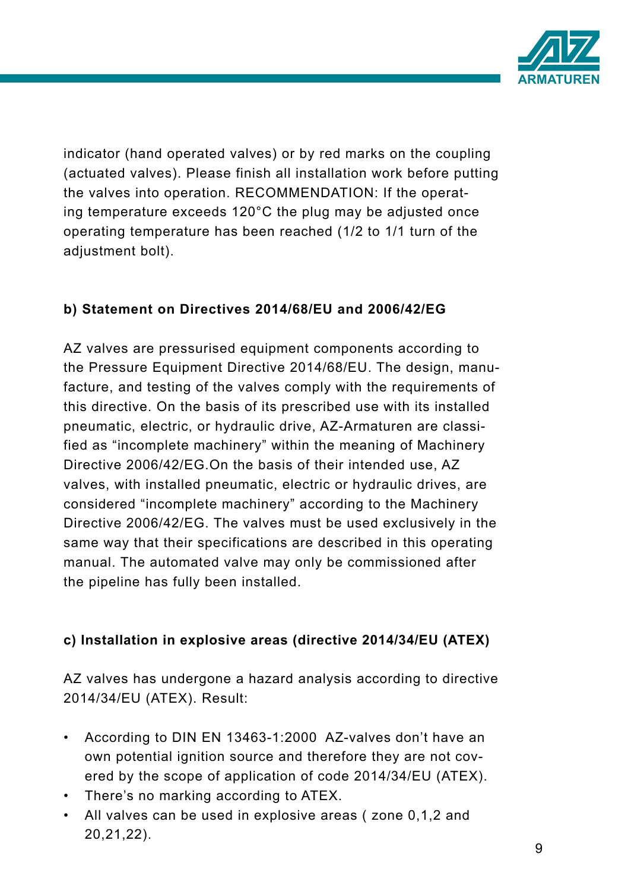indicator (hand operated valves) or by red marks on the coupling (actuated valves). Please finish all installation work before putting the valves into operation. RECOMMENDATION: If the operating temperature exceeds 120°C the plug may be adjusted once operating temperature has been reached (1/2 to 1/1 turn of the adjustment bolt).

**b) Statement on Directives 2014/68/EU and 2006/42/EG**

AZ valves are pressurised equipment components according to the Pressure Equipment Directive 2014/68/EU. The design, manufacture, and testing of the valves comply with the requirements of this directive. On the basis of its prescribed use with its installed pneumatic, electric, or hydraulic drive, AZ-Armaturen are classified as “incomplete machinery” within the meaning of Machinery Directive 2006/42/EG.On the basis of their intended use, AZ valves, with installed pneumatic, electric or hydraulic drives, are considered “incomplete machinery” according to the Machinery Directive 2006/42/EG. The valves must be used exclusively in the same way that their specifications are described in this operating manual. The automated valve may only be commissioned after the pipeline has fully been installed.

**c) Installation in explosive areas (directive 2014/34/EU (ATEX)**

AZ valves has undergone a hazard analysis according to directive 2014/34/EU (ATEX). Result:

- According to DIN EN 13463-1:2000 AZ-valves don’t have an own potential ignition source and therefore they are not covered by the scope of application of code 2014/34/EU (ATEX).
- There’s no marking according to ATEX.
- All valves can be used in explosive areas ( zone 0,1,2 and 20,21,22).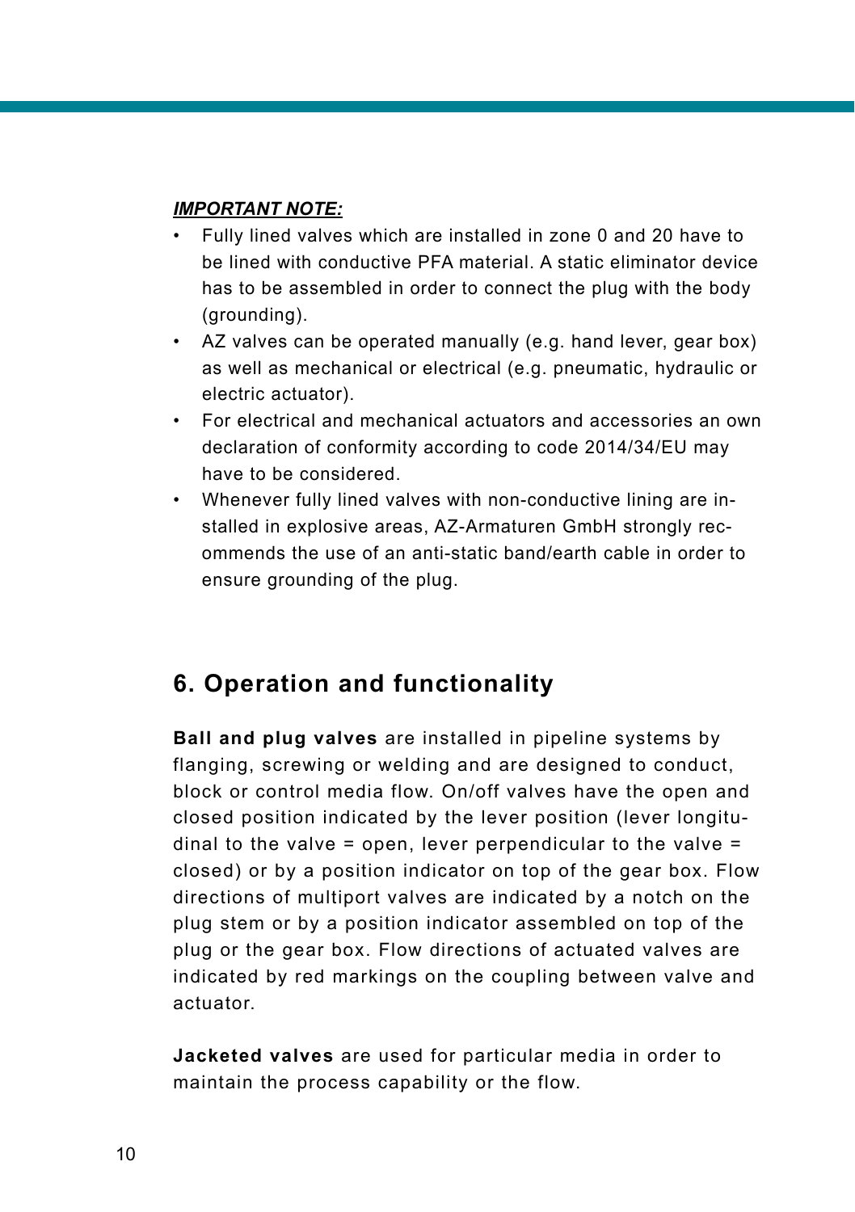***IMPORTANT NOTE:***

- Fully lined valves which are installed in zone 0 and 20 have to be lined with conductive PFA material. A static eliminator device has to be assembled in order to connect the plug with the body (grounding).
- AZ valves can be operated manually (e.g. hand lever, gear box) as well as mechanical or electrical (e.g. pneumatic, hydraulic or electric actuator).
- For electrical and mechanical actuators and accessories an own declaration of conformity according to code 2014/34/EU may have to be considered.
- Whenever fully lined valves with non-conductive lining are installed in explosive areas, AZ-Armaturen GmbH strongly recommends the use of an anti-static band/earth cable in order to ensure grounding of the plug.

## 6. Operation and functionality

**Ball and plug valves** are installed in pipeline systems by flanging, screwing or welding and are designed to conduct, block or control media flow. On/off valves have the open and closed position indicated by the lever position (lever longitudinal to the valve = open, lever perpendicular to the valve = closed) or by a position indicator on top of the gear box. Flow directions of multiport valves are indicated by a notch on the plug stem or by a position indicator assembled on top of the plug or the gear box. Flow directions of actuated valves are indicated by red markings on the coupling between valve and actuator.

**Jacketed valves** are used for particular media in order to maintain the process capability or the flow.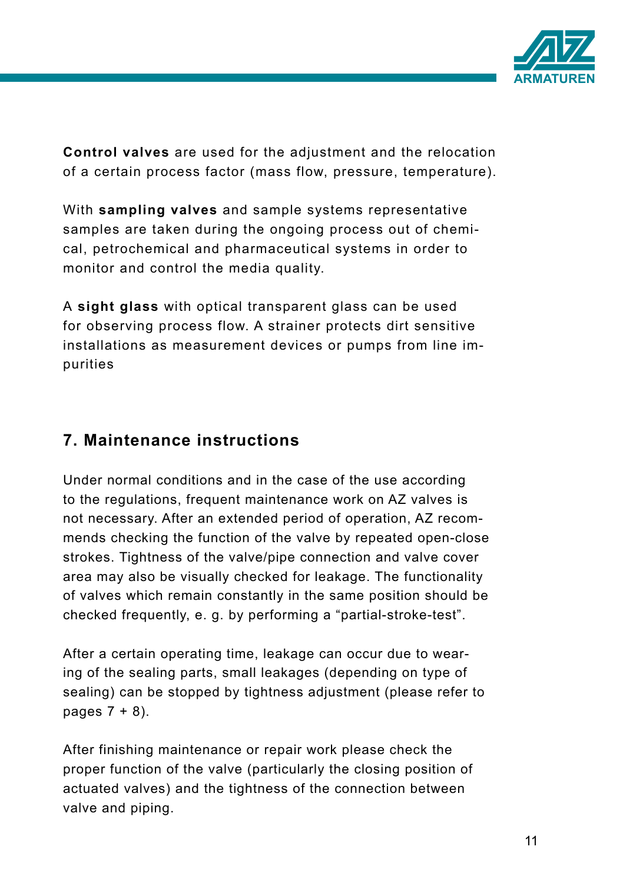**Control valves** are used for the adjustment and the relocation of a certain process factor (mass flow, pressure, temperature).

With **sampling valves** and sample systems representative samples are taken during the ongoing process out of chemical, petrochemical and pharmaceutical systems in order to monitor and control the media quality.

A **sight glass** with optical transparent glass can be used for observing process flow. A strainer protects dirt sensitive installations as measurement devices or pumps from line impurities

## 7. Maintenance instructions

Under normal conditions and in the case of the use according to the regulations, frequent maintenance work on AZ valves is not necessary. After an extended period of operation, AZ recommends checking the function of the valve by repeated open-close strokes. Tightness of the valve/pipe connection and valve cover area may also be visually checked for leakage. The functionality of valves which remain constantly in the same position should be checked frequently, e. g. by performing a “partial-stroke-test”.

After a certain operating time, leakage can occur due to wearing of the sealing parts, small leakages (depending on type of sealing) can be stopped by tightness adjustment (please refer to pages 7 + 8).

After finishing maintenance or repair work please check the proper function of the valve (particularly the closing position of actuated valves) and the tightness of the connection between valve and piping.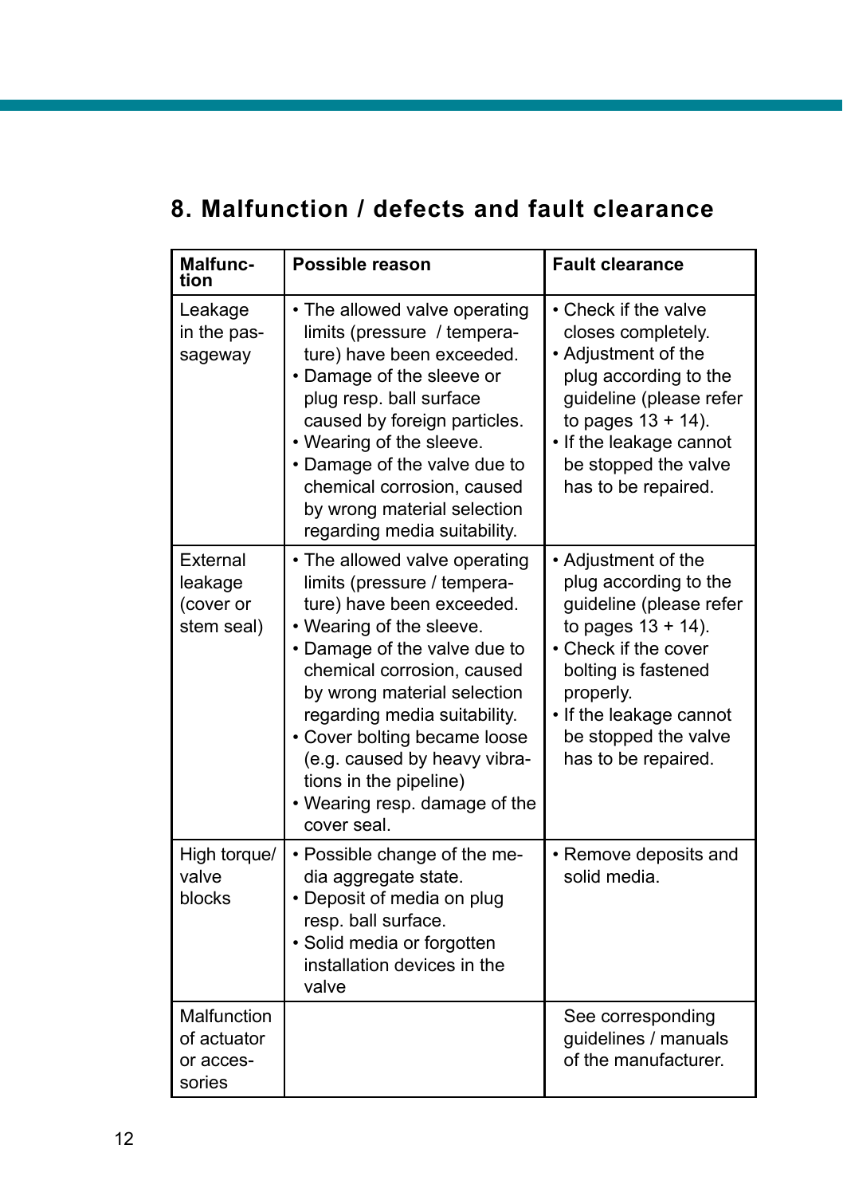## 8. Malfunction / defects and fault clearance

| Malfunction | Possible reason | Fault clearance |
|---|---|---|
| Leakage in the passageway | • The allowed valve operating limits (pressure / temperature) have been exceeded.<br>• Damage of the sleeve or plug resp. ball surface caused by foreign particles.<br>• Wearing of the sleeve.<br>• Damage of the valve due to chemical corrosion, caused by wrong material selection regarding media suitability. | • Check if the valve closes completely.<br>• Adjustment of the plug according to the guideline (please refer to pages 13 + 14).<br>• If the leakage cannot be stopped the valve has to be repaired. |
| External leakage (cover or stem seal) | • The allowed valve operating limits (pressure / temperature) have been exceeded.<br>• Wearing of the sleeve.<br>• Damage of the valve due to chemical corrosion, caused by wrong material selection regarding media suitability.<br>• Cover bolting became loose (e.g. caused by heavy vibrations in the pipeline)<br>• Wearing resp. damage of the cover seal. | • Adjustment of the plug according to the guideline (please refer to pages 13 + 14).<br>• Check if the cover bolting is fastened properly.<br>• If the leakage cannot be stopped the valve has to be repaired. |
| High torque/ valve blocks | • Possible change of the media aggregate state.<br>• Deposit of media on plug resp. ball surface.<br>• Solid media or forgotten installation devices in the valve | • Remove deposits and solid media. |
| Malfunction of actuator or accessories | | See corresponding guidelines / manuals of the manufacturer. |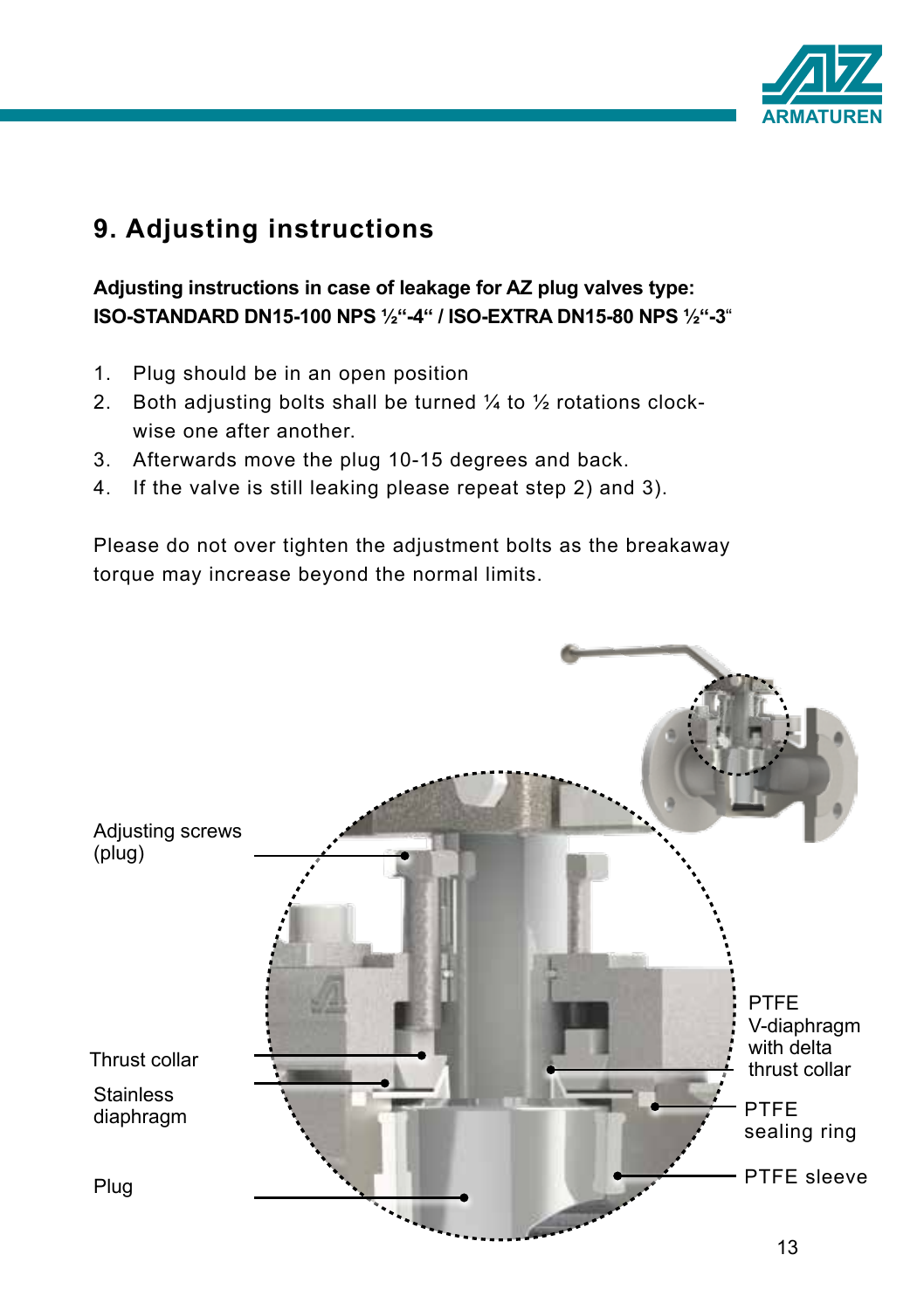## 9. Adjusting instructions

**Adjusting instructions in case of leakage for AZ plug valves type:**
**ISO-STANDARD DN15-100 NPS ½"-4" / ISO-EXTRA DN15-80 NPS ½"-3"**

1. Plug should be in an open position
2. Both adjusting bolts shall be turned ¼ to ½ rotations clockwise one after another.
3. Afterwards move the plug 10-15 degrees and back.
4. If the valve is still leaking please repeat step 2) and 3).

Please do not over tighten the adjustment bolts as the breakaway torque may increase beyond the normal limits.

Adjusting screws (plug)

Thrust collar

Stainless diaphragm

Plug

PTFE V-diaphragm with delta thrust collar

PTFE sealing ring

PTFE sleeve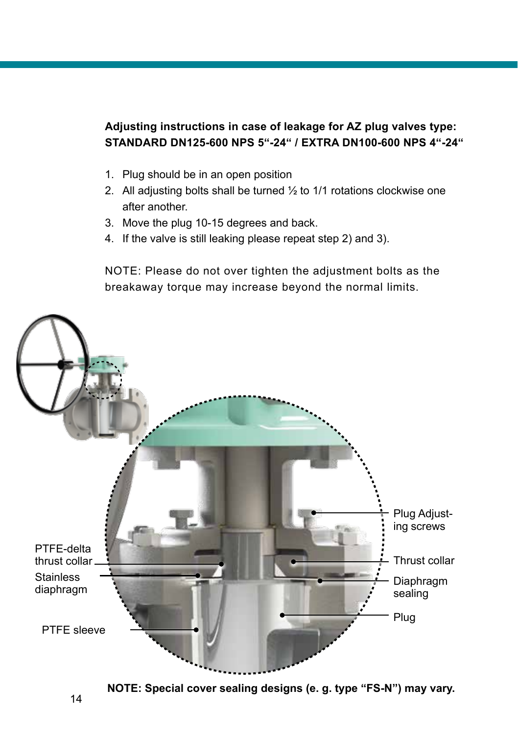**Adjusting instructions in case of leakage for AZ plug valves type: STANDARD DN125-600 NPS 5“-24“ / EXTRA DN100-600 NPS 4“-24“**

1. Plug should be in an open position
2. All adjusting bolts shall be turned ½ to 1/1 rotations clockwise one after another.
3. Move the plug 10-15 degrees and back.
4. If the valve is still leaking please repeat step 2) and 3).

NOTE: Please do not over tighten the adjustment bolts as the breakaway torque may increase beyond the normal limits.

PTFE-delta thrust collar

Stainless diaphragm

PTFE sleeve

Plug Adjusting screws

Thrust collar

Diaphragm sealing

Plug

**NOTE: Special cover sealing designs (e. g. type “FS-N”) may vary.**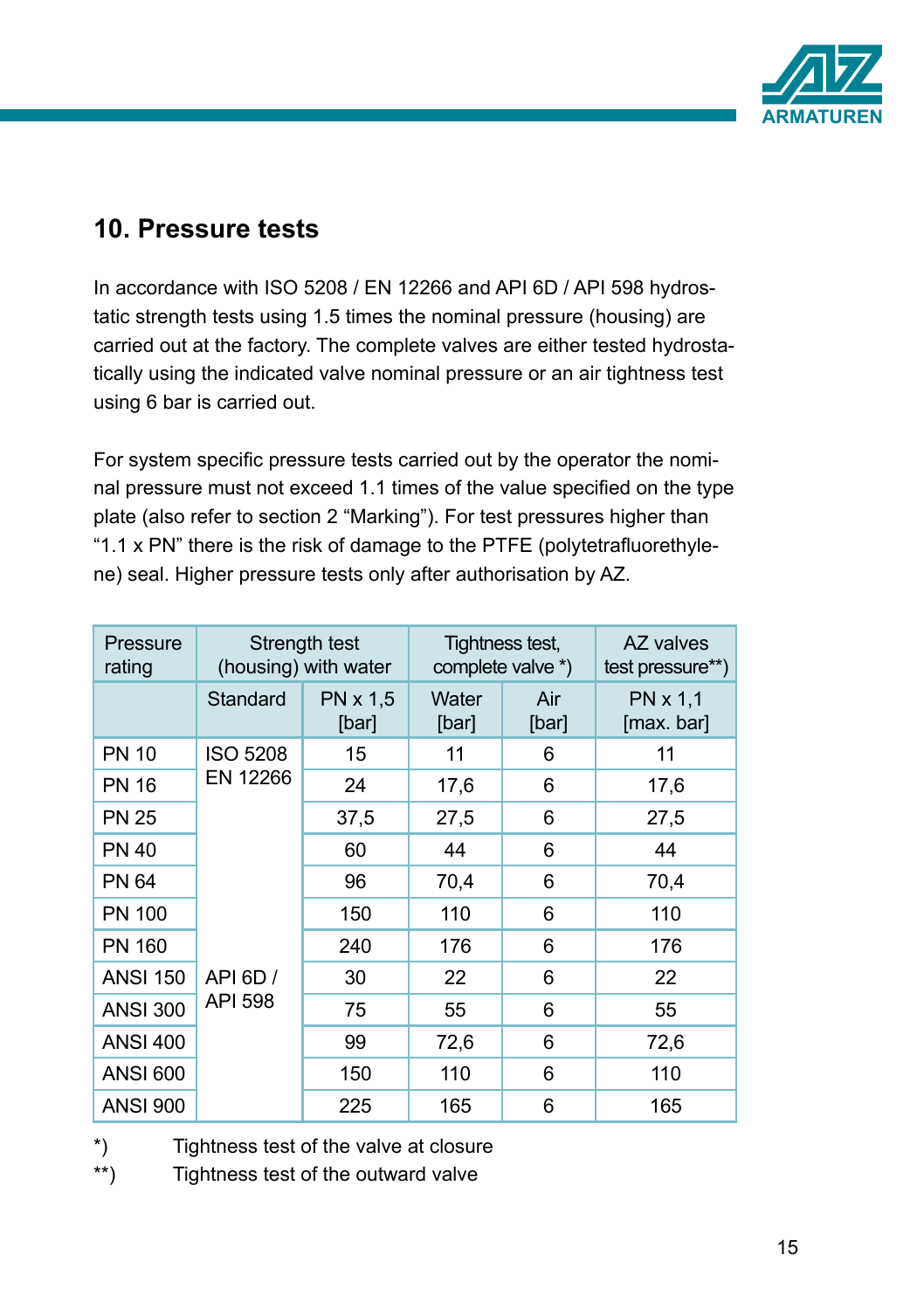## 10. Pressure tests

In accordance with ISO 5208 / EN 12266 and API 6D / API 598 hydrostatic strength tests using 1.5 times the nominal pressure (housing) are carried out at the factory. The complete valves are either tested hydrostatically using the indicated valve nominal pressure or an air tightness test using 6 bar is carried out.

For system specific pressure tests carried out by the operator the nominal pressure must not exceed 1.1 times of the value specified on the type plate (also refer to section 2 “Marking”). For test pressures higher than “1.1 x PN” there is the risk of damage to the PTFE (polytetrafluorethylene) seal. Higher pressure tests only after authorisation by AZ.

| Pressure rating | Strength test (housing) with water | | Tightness test, complete valve *) | | AZ valves test pressure**) |
|---|---|---|---|---|---|
| | Standard | PN x 1,5 [bar] | Water [bar] | Air [bar] | PN x 1,1 [max. bar] |
| PN 10 | ISO 5208 EN 12266 | 15 | 11 | 6 | 11 |
| PN 16 | | 24 | 17,6 | 6 | 17,6 |
| PN 25 | | 37,5 | 27,5 | 6 | 27,5 |
| PN 40 | | 60 | 44 | 6 | 44 |
| PN 64 | | 96 | 70,4 | 6 | 70,4 |
| PN 100 | | 150 | 110 | 6 | 110 |
| PN 160 | | 240 | 176 | 6 | 176 |
| ANSI 150 | API 6D / API 598 | 30 | 22 | 6 | 22 |
| ANSI 300 | | 75 | 55 | 6 | 55 |
| ANSI 400 | | 99 | 72,6 | 6 | 72,6 |
| ANSI 600 | | 150 | 110 | 6 | 110 |
| ANSI 900 | | 225 | 165 | 6 | 165 |

*) Tightness test of the valve at closure

**) Tightness test of the outward valve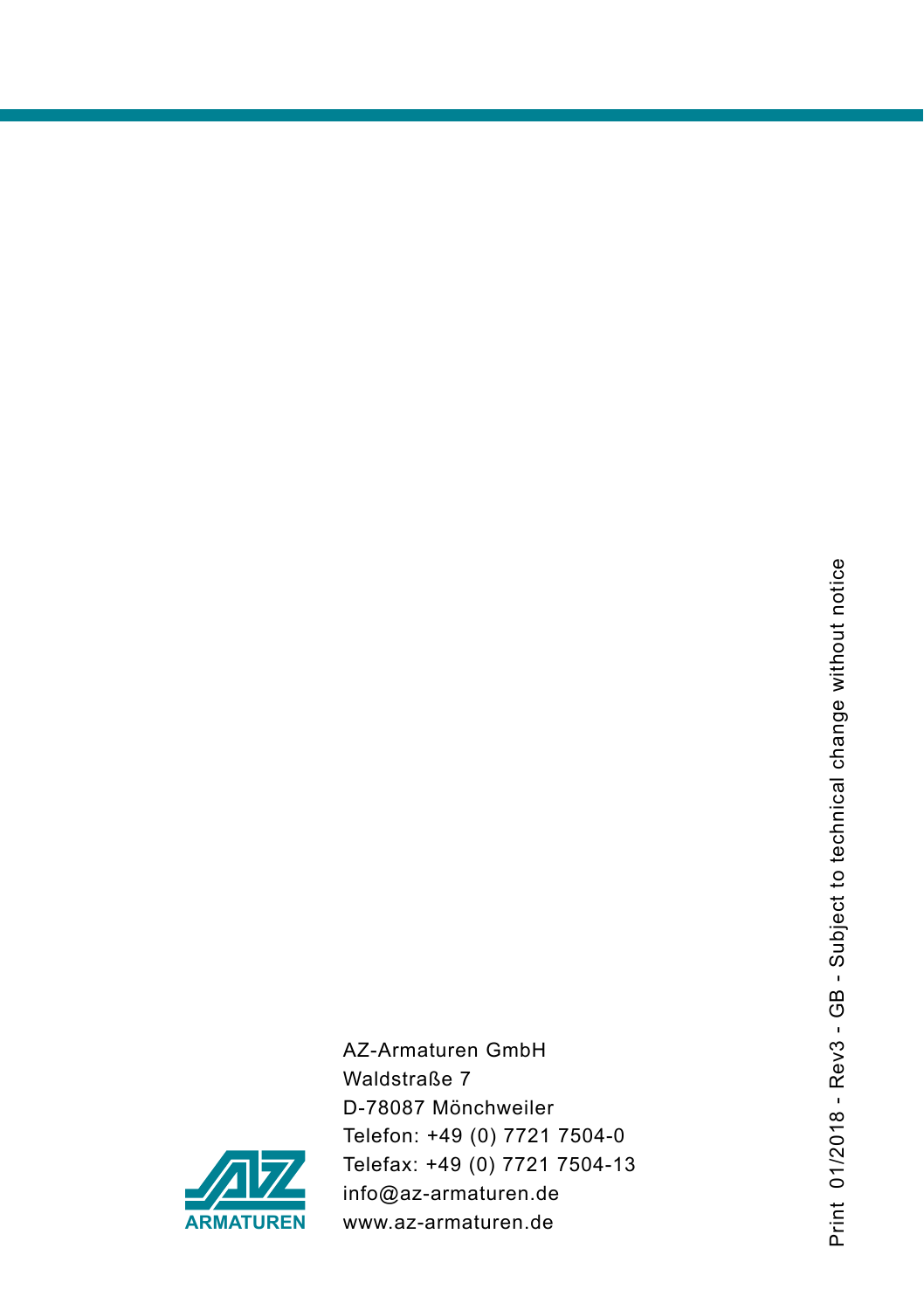AZ-Armaturen GmbH
Waldstraße 7
D-78087 Mönchweiler
Telefon: +49 (0) 7721 7504-0
Telefax: +49 (0) 7721 7504-13
info@az-armaturen.de
www.az-armaturen.de

AZ ARMATUREN

Print 01/2018 - Rev3 - GB - Subject to technical change without notice